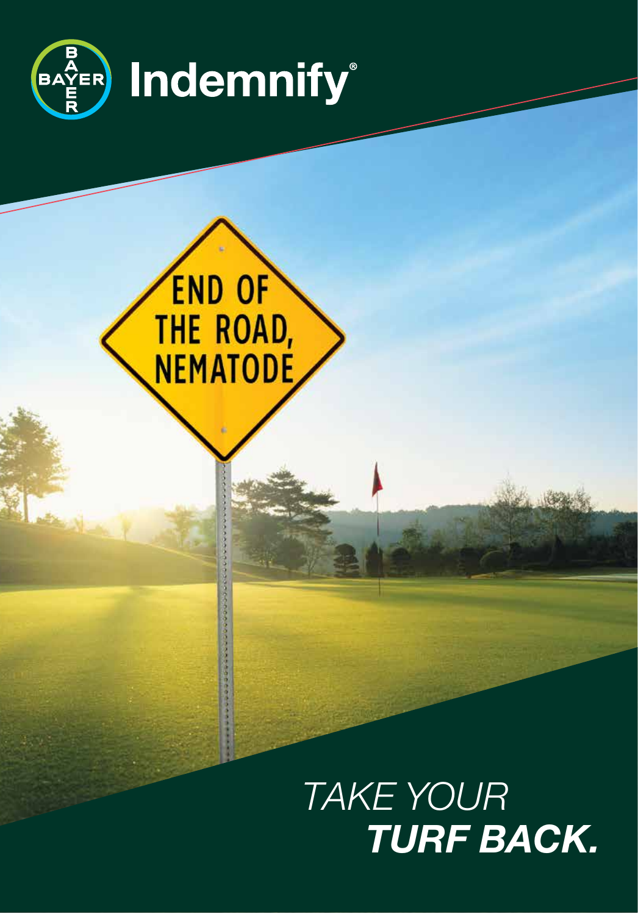# Indemnify®

END OF THE ROAD, NEMATODE

*TAKE YOUR* ***TURF BACK.***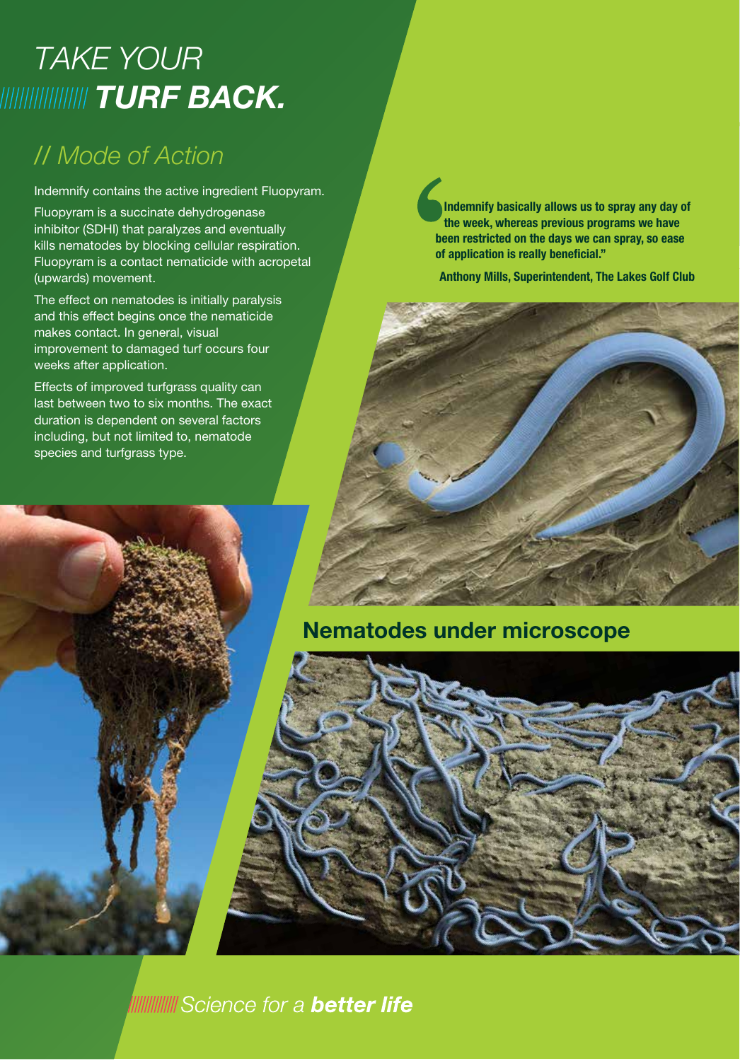# TAKE YOUR **TURF BACK.**

## // Mode of Action

Indemnify contains the active ingredient Fluopyram.

Fluopyram is a succinate dehydrogenase inhibitor (SDHI) that paralyzes and eventually kills nematodes by blocking cellular respiration. Fluopyram is a contact nematicide with acropetal (upwards) movement.

The effect on nematodes is initially paralysis and this effect begins once the nematicide makes contact. In general, visual improvement to damaged turf occurs four weeks after application.

Effects of improved turfgrass quality can last between two to six months. The exact duration is dependent on several factors including, but not limited to, nematode species and turfgrass type.

> **"Indemnify basically allows us to spray any day of the week, whereas previous programs we have been restricted on the days we can spray, so ease of application is really beneficial."**
>
> **Anthony Mills, Superintendent, The Lakes Golf Club**

**Nematodes under microscope**

*Science for a* ***better life***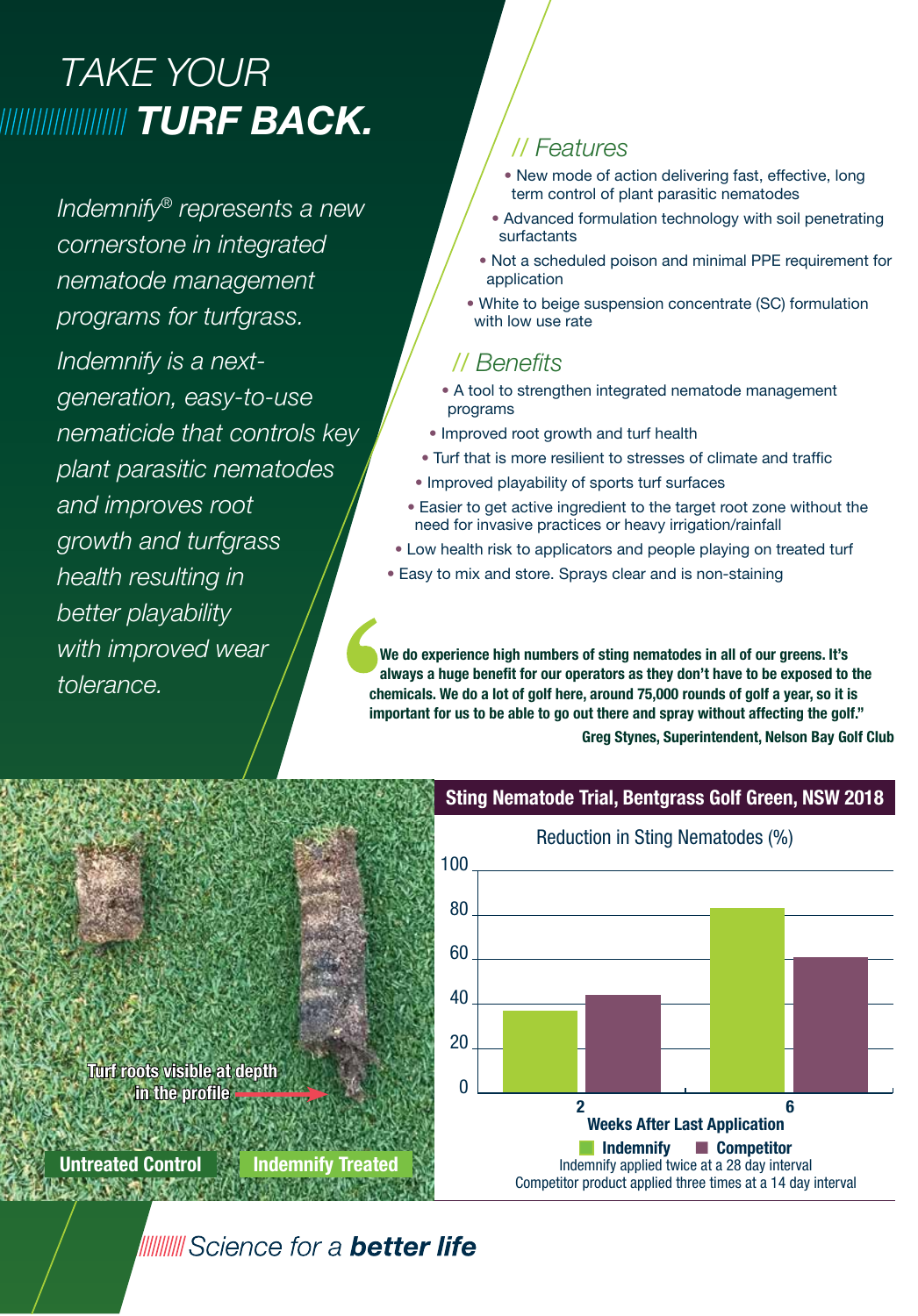# TAKE YOUR TURF BACK.

*Indemnify® represents a new cornerstone in integrated nematode management programs for turfgrass.*

*Indemnify is a next-generation, easy-to-use nematicide that controls key plant parasitic nematodes and improves root growth and turfgrass health resulting in better playability with improved wear tolerance.*

## // Features

- New mode of action delivering fast, effective, long term control of plant parasitic nematodes
- Advanced formulation technology with soil penetrating surfactants
- Not a scheduled poison and minimal PPE requirement for application
- White to beige suspension concentrate (SC) formulation with low use rate

## // Benefits

- A tool to strengthen integrated nematode management programs
- Improved root growth and turf health
- Turf that is more resilient to stresses of climate and traffic
- Improved playability of sports turf surfaces
- Easier to get active ingredient to the target root zone without the need for invasive practices or heavy irrigation/rainfall
- Low health risk to applicators and people playing on treated turf
- Easy to mix and store. Sprays clear and is non-staining

> **"We do experience high numbers of sting nematodes in all of our greens. It's always a huge benefit for our operators as they don't have to be exposed to the chemicals. We do a lot of golf here, around 75,000 rounds of golf a year, so it is important for us to be able to go out there and spray without affecting the golf."**
>
> **Greg Stynes, Superintendent, Nelson Bay Golf Club**

Turf roots visible at depth in the profile

Untreated Control | Indemnify Treated

## Sting Nematode Trial, Bentgrass Golf Green, NSW 2018

Reduction in Sting Nematodes (%)

| Weeks After Last Application | Indemnify | Competitor |
|---|---|---|
| 2 | ~36 | ~44 |
| 6 | ~83 | ~61 |

Indemnify applied twice at a 28 day interval
Competitor product applied three times at a 14 day interval

*Science for a* ***better life***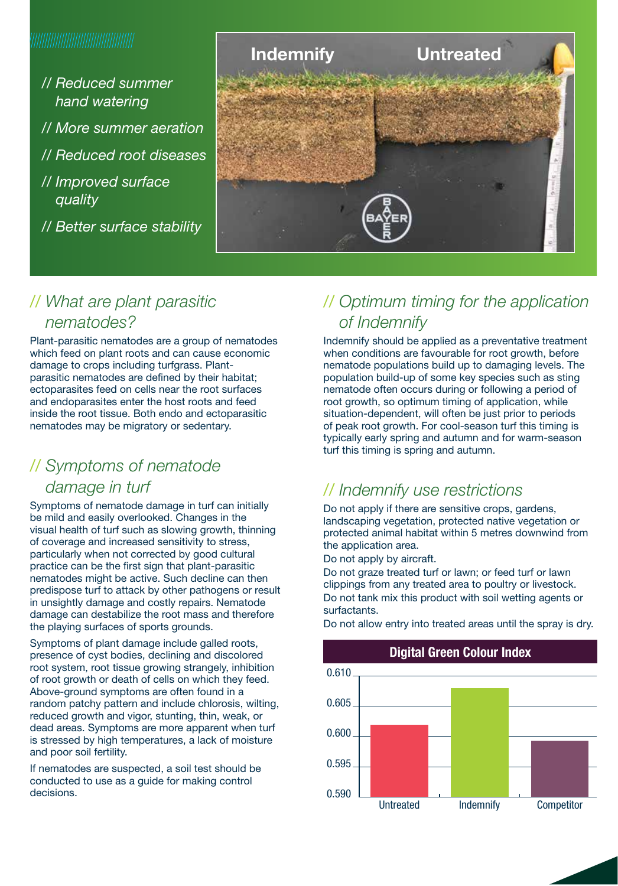// Reduced summer hand watering

// More summer aeration

// Reduced root diseases

// Improved surface quality

// Better surface stability

Indemnify Untreated

## // What are plant parasitic nematodes?

Plant-parasitic nematodes are a group of nematodes which feed on plant roots and can cause economic damage to crops including turfgrass. Plant-parasitic nematodes are defined by their habitat; ectoparasites feed on cells near the root surfaces and endoparasites enter the host roots and feed inside the root tissue. Both endo and ectoparasitic nematodes may be migratory or sedentary.

## // Symptoms of nematode damage in turf

Symptoms of nematode damage in turf can initially be mild and easily overlooked. Changes in the visual health of turf such as slowing growth, thinning of coverage and increased sensitivity to stress, particularly when not corrected by good cultural practice can be the first sign that plant-parasitic nematodes might be active. Such decline can then predispose turf to attack by other pathogens or result in unsightly damage and costly repairs. Nematode damage can destabilize the root mass and therefore the playing surfaces of sports grounds.

Symptoms of plant damage include galled roots, presence of cyst bodies, declining and discolored root system, root tissue growing strangely, inhibition of root growth or death of cells on which they feed. Above-ground symptoms are often found in a random patchy pattern and include chlorosis, wilting, reduced growth and vigor, stunting, thin, weak, or dead areas. Symptoms are more apparent when turf is stressed by high temperatures, a lack of moisture and poor soil fertility.

If nematodes are suspected, a soil test should be conducted to use as a guide for making control decisions.

## // Optimum timing for the application of Indemnify

Indemnify should be applied as a preventative treatment when conditions are favourable for root growth, before nematode populations build up to damaging levels. The population build-up of some key species such as sting nematode often occurs during or following a period of root growth, so optimum timing of application, while situation-dependent, will often be just prior to periods of peak root growth. For cool-season turf this timing is typically early spring and autumn and for warm-season turf this timing is spring and autumn.

## // Indemnify use restrictions

Do not apply if there are sensitive crops, gardens, landscaping vegetation, protected native vegetation or protected animal habitat within 5 metres downwind from the application area.

Do not apply by aircraft.

Do not graze treated turf or lawn; or feed turf or lawn clippings from any treated area to poultry or livestock.

Do not tank mix this product with soil wetting agents or surfactants.

Do not allow entry into treated areas until the spray is dry.

**Digital Green Colour Index**

| Treatment | Digital Green Colour Index (approx.) |
|---|---|
| Untreated | 0.602 |
| Indemnify | 0.608 |
| Competitor | 0.599 |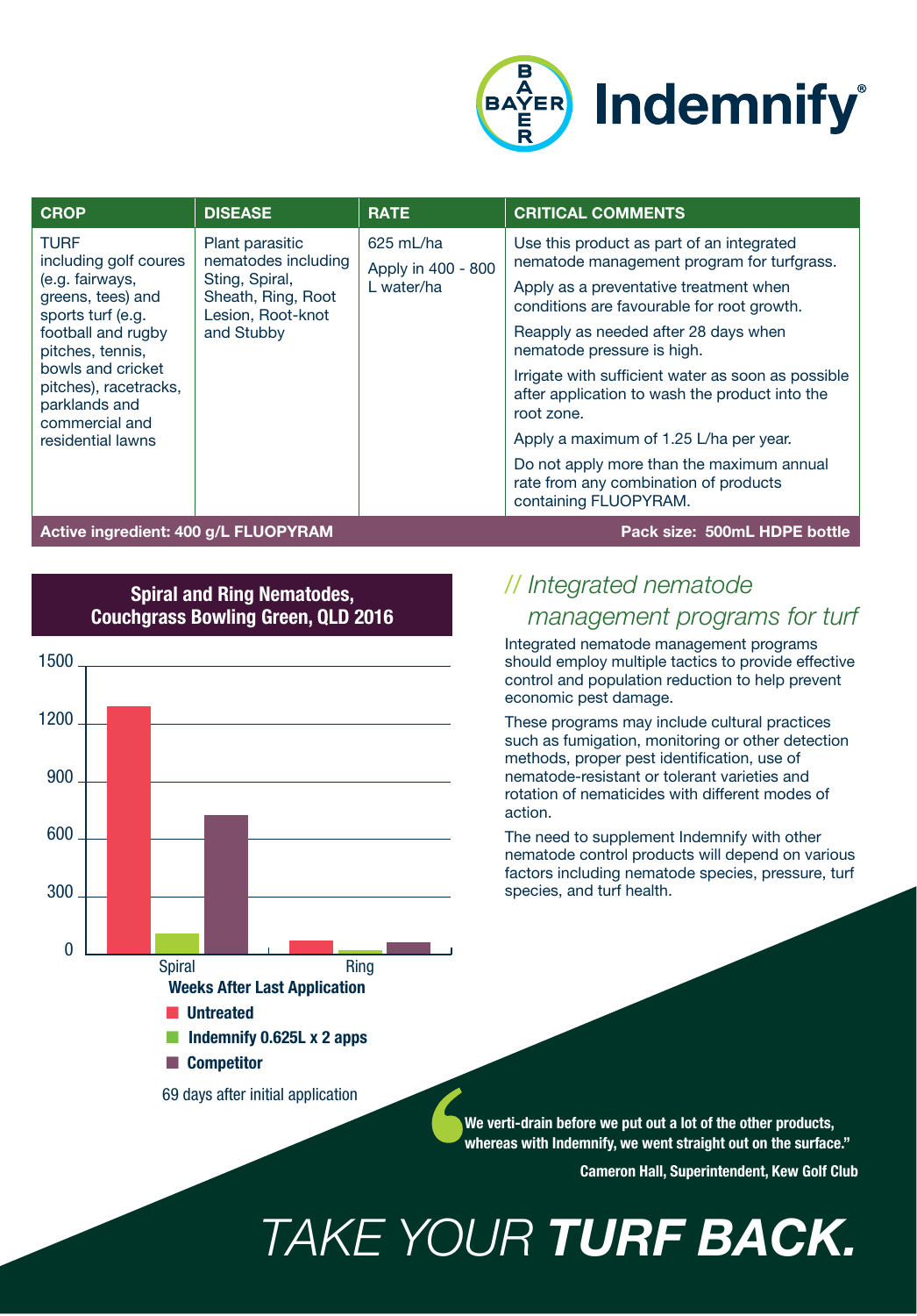# Indemnify®

| CROP | DISEASE | RATE | CRITICAL COMMENTS |
|---|---|---|---|
| TURF including golf coures (e.g. fairways, greens, tees) and sports turf (e.g. football and rugby pitches, tennis, bowls and cricket pitches), racetracks, parklands and commercial and residential lawns | Plant parasitic nematodes including Sting, Spiral, Sheath, Ring, Root Lesion, Root-knot and Stubby | 625 mL/ha<br><br>Apply in 400 - 800 L water/ha | Use this product as part of an integrated nematode management program for turfgrass.<br><br>Apply as a preventative treatment when conditions are favourable for root growth.<br><br>Reapply as needed after 28 days when nematode pressure is high.<br><br>Irrigate with sufficient water as soon as possible after application to wash the product into the root zone.<br><br>Apply a maximum of 1.25 L/ha per year.<br><br>Do not apply more than the maximum annual rate from any combination of products containing FLUOPYRAM. |

**Active ingredient: 400 g/L FLUOPYRAM** — **Pack size: 500mL HDPE bottle**

**Spiral and Ring Nematodes, Couchgrass Bowling Green, QLD 2016**

| Weeks After Last Application | Untreated | Indemnify 0.625L x 2 apps | Competitor |
|---|---|---|---|
| Spiral | ~1290 | ~110 | ~730 |
| Ring | ~70 | ~20 | ~60 |

69 days after initial application

## // *Integrated nematode management programs for turf*

Integrated nematode management programs should employ multiple tactics to provide effective control and population reduction to help prevent economic pest damage.

These programs may include cultural practices such as fumigation, monitoring or other detection methods, proper pest identification, use of nematode-resistant or tolerant varieties and rotation of nematicides with different modes of action.

The need to supplement Indemnify with other nematode control products will depend on various factors including nematode species, pressure, turf species, and turf health.

> **"We verti-drain before we put out a lot of the other products, whereas with Indemnify, we went straight out on the surface."**
>
> **Cameron Hall, Superintendent, Kew Golf Club**

# TAKE YOUR ***TURF BACK.***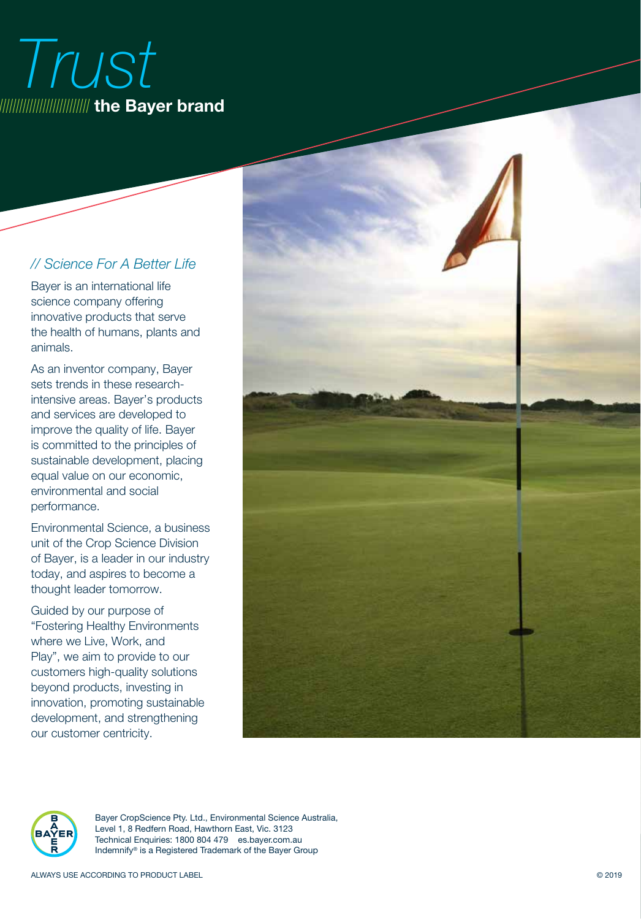# Trust

## the Bayer brand

*// Science For A Better Life*

Bayer is an international life science company offering innovative products that serve the health of humans, plants and animals.

As an inventor company, Bayer sets trends in these research-intensive areas. Bayer's products and services are developed to improve the quality of life. Bayer is committed to the principles of sustainable development, placing equal value on our economic, environmental and social performance.

Environmental Science, a business unit of the Crop Science Division of Bayer, is a leader in our industry today, and aspires to become a thought leader tomorrow.

Guided by our purpose of "Fostering Healthy Environments where we Live, Work, and Play", we aim to provide to our customers high-quality solutions beyond products, investing in innovation, promoting sustainable development, and strengthening our customer centricity.

Bayer CropScience Pty. Ltd., Environmental Science Australia,
Level 1, 8 Redfern Road, Hawthorn East, Vic. 3123
Technical Enquiries: 1800 804 479 es.bayer.com.au
Indemnify® is a Registered Trademark of the Bayer Group

ALWAYS USE ACCORDING TO PRODUCT LABEL

© 2019